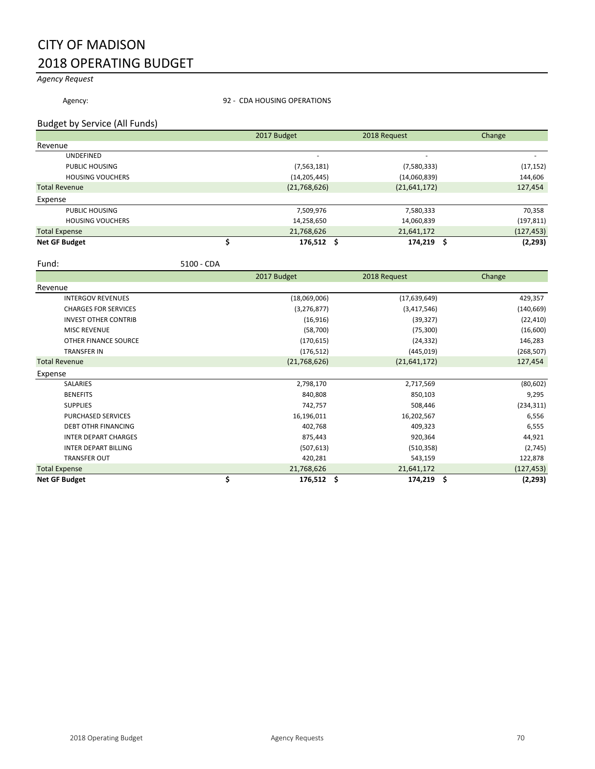# CITY OF MADISON

# 2018 OPERATING BUDGET

*Agency Request*

Agency: 92 - CDA HOUSING OPERATIONS

## Budget by Service (All Funds)

| | 2017 Budget | 2018 Request | Change |
|---|---|---|---|
| **Revenue** | | | |
| UNDEFINED | - | - | - |
| PUBLIC HOUSING | (7,563,181) | (7,580,333) | (17,152) |
| HOUSING VOUCHERS | (14,205,445) | (14,060,839) | 144,606 |
| Total Revenue | (21,768,626) | (21,641,172) | 127,454 |
| **Expense** | | | |
| PUBLIC HOUSING | 7,509,976 | 7,580,333 | 70,358 |
| HOUSING VOUCHERS | 14,258,650 | 14,060,839 | (197,811) |
| Total Expense | 21,768,626 | 21,641,172 | (127,453) |
| **Net GF Budget** | **$ 176,512** | **$ 174,219** | **$ (2,293)** |

Fund: 5100 - CDA

| | 2017 Budget | 2018 Request | Change |
|---|---|---|---|
| **Revenue** | | | |
| INTERGOV REVENUES | (18,069,006) | (17,639,649) | 429,357 |
| CHARGES FOR SERVICES | (3,276,877) | (3,417,546) | (140,669) |
| INVEST OTHER CONTRIB | (16,916) | (39,327) | (22,410) |
| MISC REVENUE | (58,700) | (75,300) | (16,600) |
| OTHER FINANCE SOURCE | (170,615) | (24,332) | 146,283 |
| TRANSFER IN | (176,512) | (445,019) | (268,507) |
| Total Revenue | (21,768,626) | (21,641,172) | 127,454 |
| **Expense** | | | |
| SALARIES | 2,798,170 | 2,717,569 | (80,602) |
| BENEFITS | 840,808 | 850,103 | 9,295 |
| SUPPLIES | 742,757 | 508,446 | (234,311) |
| PURCHASED SERVICES | 16,196,011 | 16,202,567 | 6,556 |
| DEBT OTHR FINANCING | 402,768 | 409,323 | 6,555 |
| INTER DEPART CHARGES | 875,443 | 920,364 | 44,921 |
| INTER DEPART BILLING | (507,613) | (510,358) | (2,745) |
| TRANSFER OUT | 420,281 | 543,159 | 122,878 |
| Total Expense | 21,768,626 | 21,641,172 | (127,453) |
| **Net GF Budget** | **$ 176,512** | **$ 174,219** | **$ (2,293)** |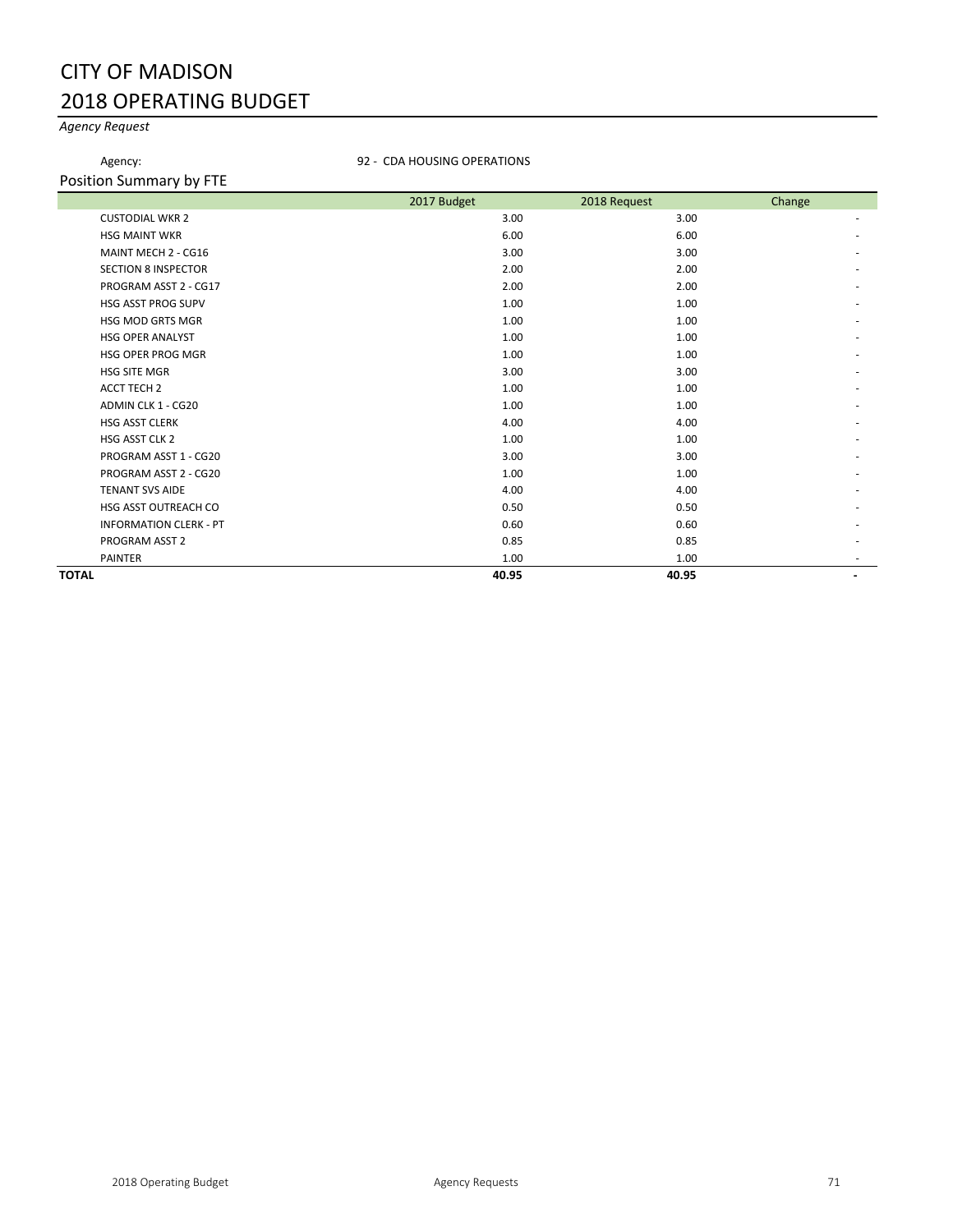# CITY OF MADISON

# 2018 OPERATING BUDGET

*Agency Request*

Agency: 92 - CDA HOUSING OPERATIONS

## Position Summary by FTE

| | 2017 Budget | 2018 Request | Change |
|---|---|---|---|
| CUSTODIAL WKR 2 | 3.00 | 3.00 | - |
| HSG MAINT WKR | 6.00 | 6.00 | - |
| MAINT MECH 2 - CG16 | 3.00 | 3.00 | - |
| SECTION 8 INSPECTOR | 2.00 | 2.00 | - |
| PROGRAM ASST 2 - CG17 | 2.00 | 2.00 | - |
| HSG ASST PROG SUPV | 1.00 | 1.00 | - |
| HSG MOD GRTS MGR | 1.00 | 1.00 | - |
| HSG OPER ANALYST | 1.00 | 1.00 | - |
| HSG OPER PROG MGR | 1.00 | 1.00 | - |
| HSG SITE MGR | 3.00 | 3.00 | - |
| ACCT TECH 2 | 1.00 | 1.00 | - |
| ADMIN CLK 1 - CG20 | 1.00 | 1.00 | - |
| HSG ASST CLERK | 4.00 | 4.00 | - |
| HSG ASST CLK 2 | 1.00 | 1.00 | - |
| PROGRAM ASST 1 - CG20 | 3.00 | 3.00 | - |
| PROGRAM ASST 2 - CG20 | 1.00 | 1.00 | - |
| TENANT SVS AIDE | 4.00 | 4.00 | - |
| HSG ASST OUTREACH CO | 0.50 | 0.50 | - |
| INFORMATION CLERK - PT | 0.60 | 0.60 | - |
| PROGRAM ASST 2 | 0.85 | 0.85 | - |
| PAINTER | 1.00 | 1.00 | - |
| **TOTAL** | **40.95** | **40.95** | **-** |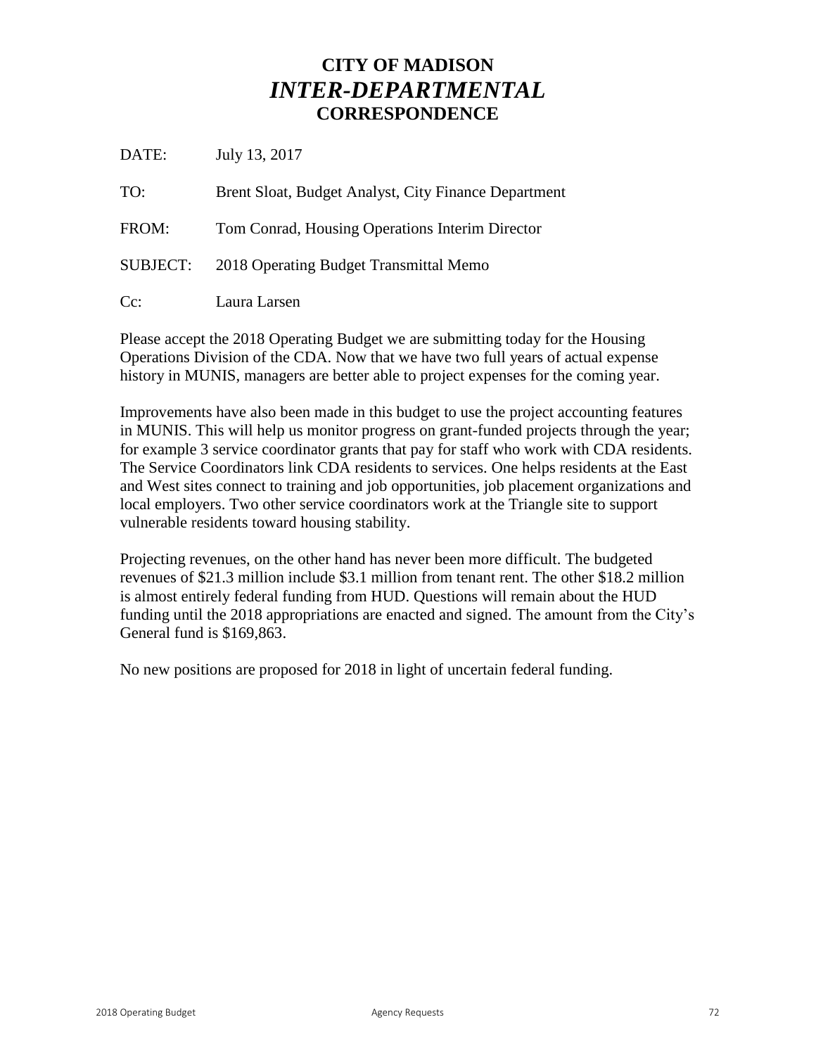# CITY OF MADISON
## *INTER-DEPARTMENTAL*
## CORRESPONDENCE

DATE: July 13, 2017

TO: Brent Sloat, Budget Analyst, City Finance Department

FROM: Tom Conrad, Housing Operations Interim Director

SUBJECT: 2018 Operating Budget Transmittal Memo

Cc: Laura Larsen

Please accept the 2018 Operating Budget we are submitting today for the Housing Operations Division of the CDA. Now that we have two full years of actual expense history in MUNIS, managers are better able to project expenses for the coming year.

Improvements have also been made in this budget to use the project accounting features in MUNIS. This will help us monitor progress on grant-funded projects through the year; for example 3 service coordinator grants that pay for staff who work with CDA residents. The Service Coordinators link CDA residents to services. One helps residents at the East and West sites connect to training and job opportunities, job placement organizations and local employers. Two other service coordinators work at the Triangle site to support vulnerable residents toward housing stability.

Projecting revenues, on the other hand has never been more difficult. The budgeted revenues of $21.3 million include $3.1 million from tenant rent. The other $18.2 million is almost entirely federal funding from HUD. Questions will remain about the HUD funding until the 2018 appropriations are enacted and signed. The amount from the City's General fund is $169,863.

No new positions are proposed for 2018 in light of uncertain federal funding.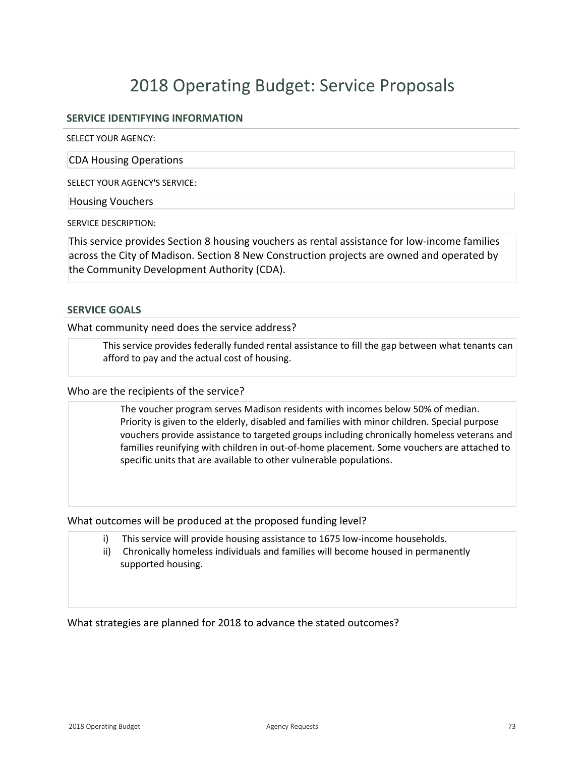# 2018 Operating Budget: Service Proposals

## SERVICE IDENTIFYING INFORMATION

SELECT YOUR AGENCY:

CDA Housing Operations

SELECT YOUR AGENCY'S SERVICE:

Housing Vouchers

SERVICE DESCRIPTION:

This service provides Section 8 housing vouchers as rental assistance for low-income families across the City of Madison. Section 8 New Construction projects are owned and operated by the Community Development Authority (CDA).

## SERVICE GOALS

What community need does the service address?

This service provides federally funded rental assistance to fill the gap between what tenants can afford to pay and the actual cost of housing.

Who are the recipients of the service?

The voucher program serves Madison residents with incomes below 50% of median. Priority is given to the elderly, disabled and families with minor children. Special purpose vouchers provide assistance to targeted groups including chronically homeless veterans and families reunifying with children in out-of-home placement. Some vouchers are attached to specific units that are available to other vulnerable populations.

What outcomes will be produced at the proposed funding level?

i) This service will provide housing assistance to 1675 low-income households.
ii) Chronically homeless individuals and families will become housed in permanently supported housing.

What strategies are planned for 2018 to advance the stated outcomes?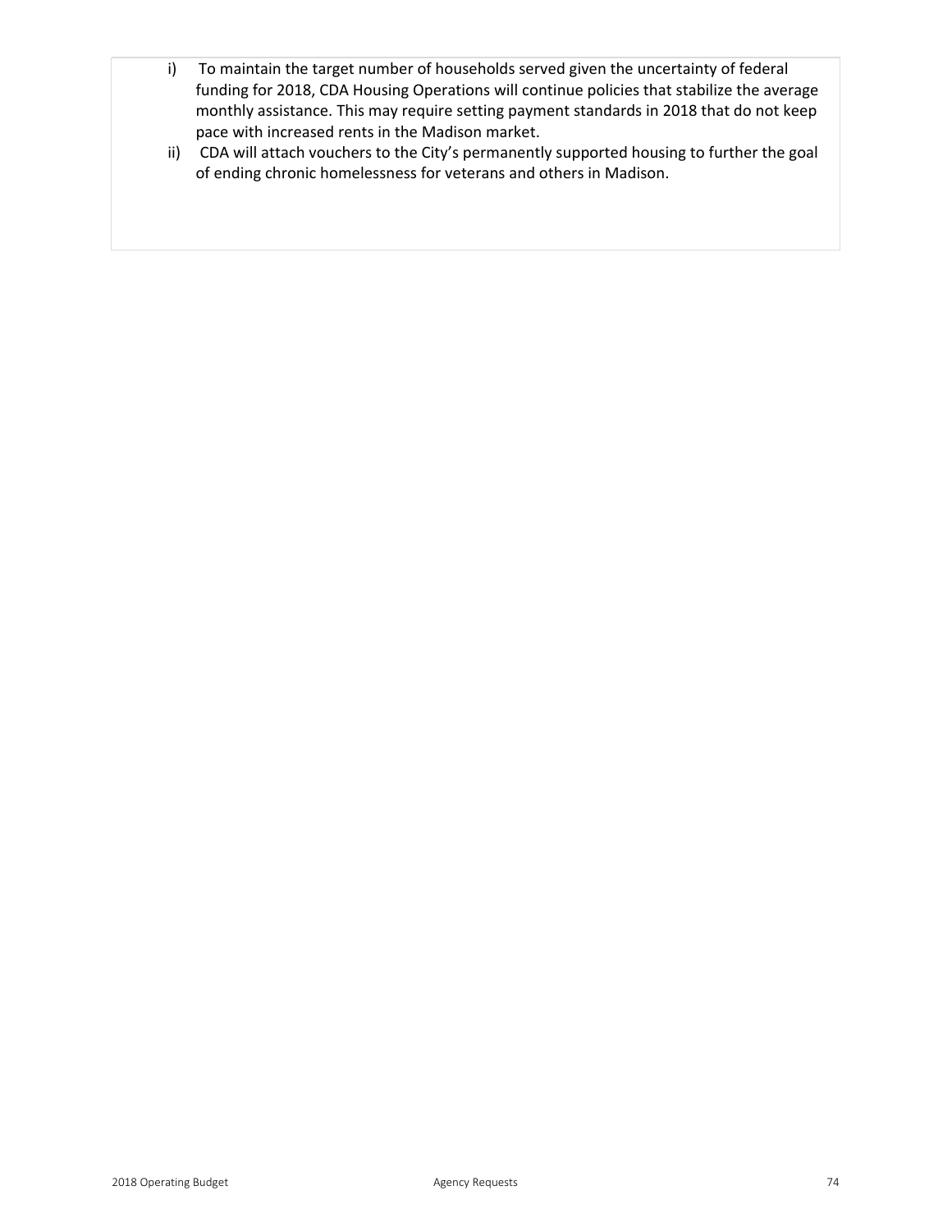i) To maintain the target number of households served given the uncertainty of federal funding for 2018, CDA Housing Operations will continue policies that stabilize the average monthly assistance. This may require setting payment standards in 2018 that do not keep pace with increased rents in the Madison market.

ii) CDA will attach vouchers to the City's permanently supported housing to further the goal of ending chronic homelessness for veterans and others in Madison.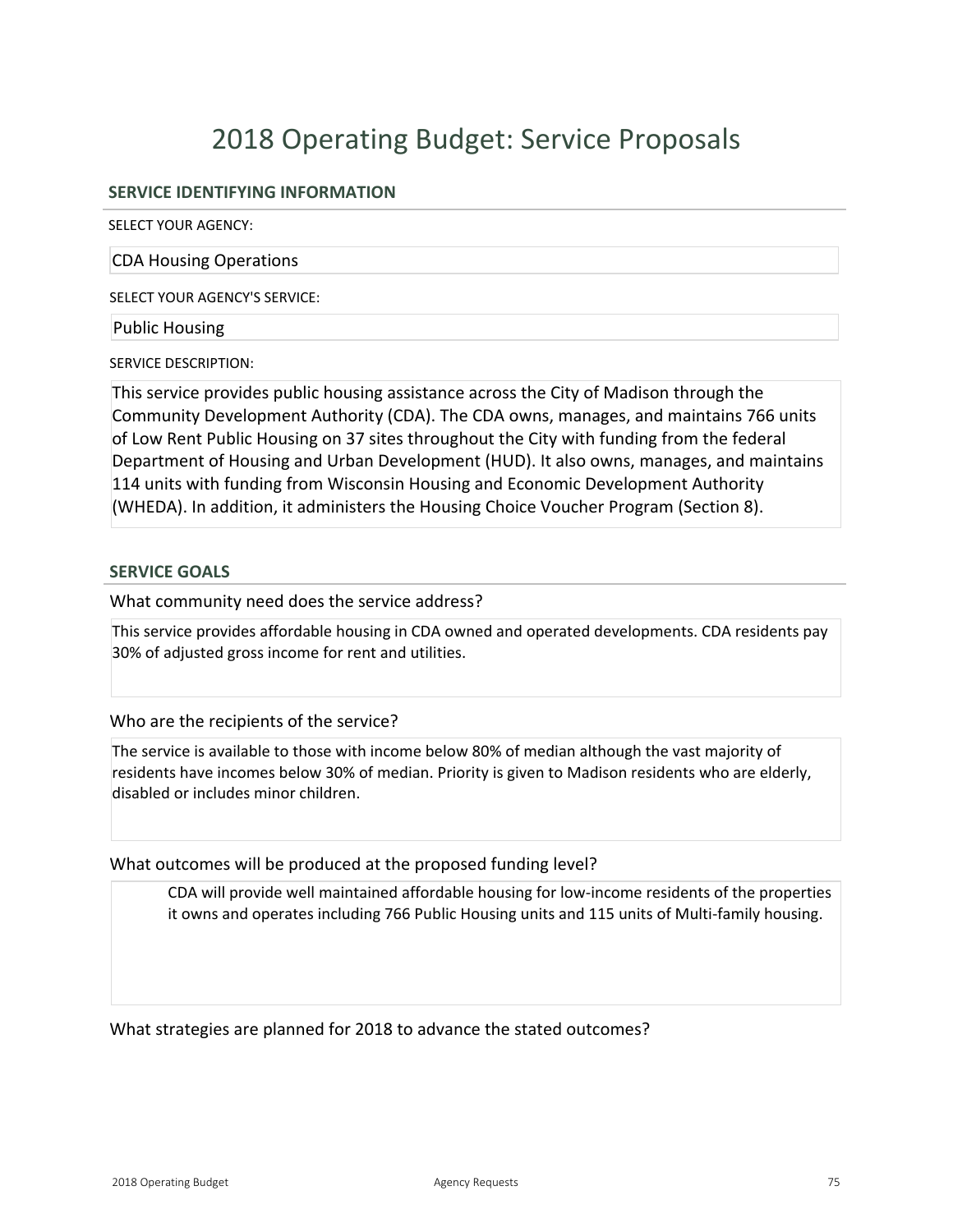# 2018 Operating Budget: Service Proposals

## SERVICE IDENTIFYING INFORMATION

SELECT YOUR AGENCY:

CDA Housing Operations

SELECT YOUR AGENCY'S SERVICE:

Public Housing

SERVICE DESCRIPTION:

This service provides public housing assistance across the City of Madison through the Community Development Authority (CDA). The CDA owns, manages, and maintains 766 units of Low Rent Public Housing on 37 sites throughout the City with funding from the federal Department of Housing and Urban Development (HUD). It also owns, manages, and maintains 114 units with funding from Wisconsin Housing and Economic Development Authority (WHEDA). In addition, it administers the Housing Choice Voucher Program (Section 8).

## SERVICE GOALS

### What community need does the service address?

This service provides affordable housing in CDA owned and operated developments. CDA residents pay 30% of adjusted gross income for rent and utilities.

### Who are the recipients of the service?

The service is available to those with income below 80% of median although the vast majority of residents have incomes below 30% of median. Priority is given to Madison residents who are elderly, disabled or includes minor children.

### What outcomes will be produced at the proposed funding level?

CDA will provide well maintained affordable housing for low-income residents of the properties it owns and operates including 766 Public Housing units and 115 units of Multi-family housing.

### What strategies are planned for 2018 to advance the stated outcomes?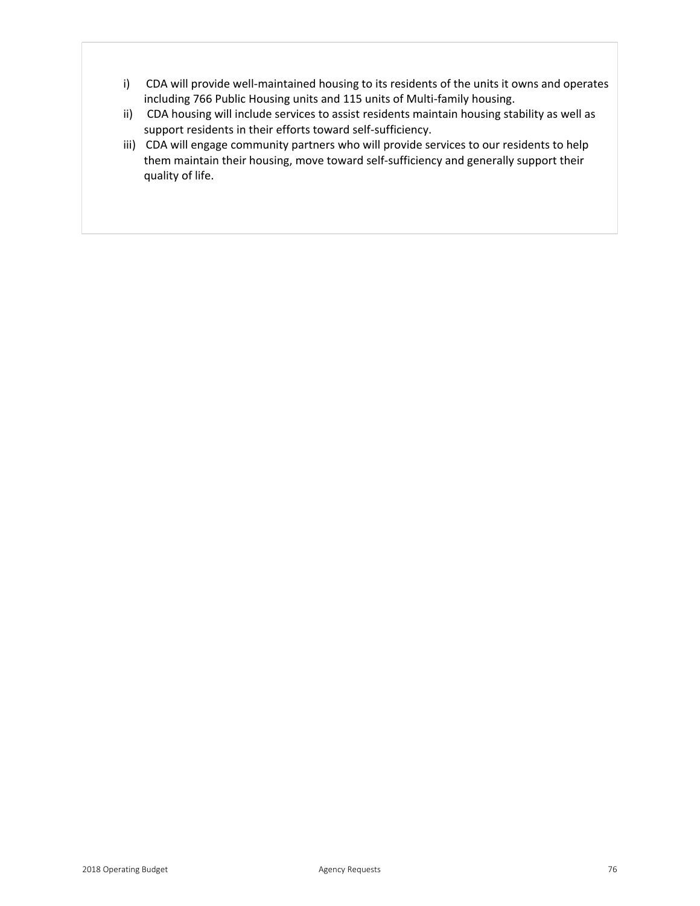i) CDA will provide well-maintained housing to its residents of the units it owns and operates including 766 Public Housing units and 115 units of Multi-family housing.

ii) CDA housing will include services to assist residents maintain housing stability as well as support residents in their efforts toward self-sufficiency.

iii) CDA will engage community partners who will provide services to our residents to help them maintain their housing, move toward self-sufficiency and generally support their quality of life.